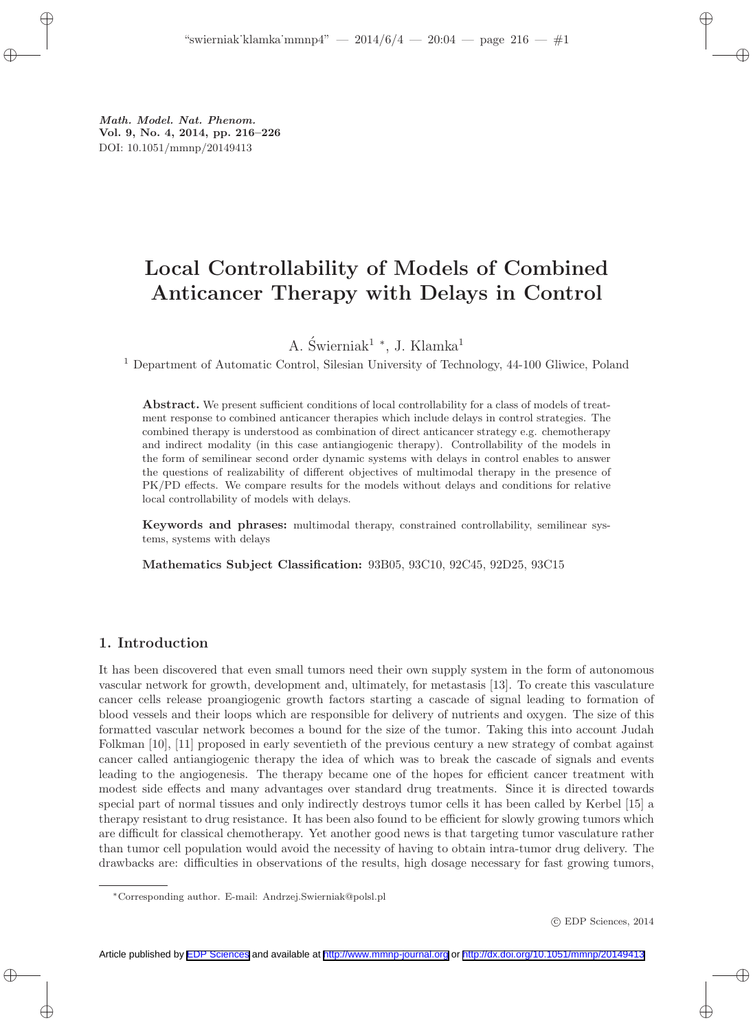Math. Model. Nat. Phenom.
Vol. 9, No. 4, 2014, pp. 216–226
DOI: 10.1051/mmnp/20149413

# Local Controllability of Models of Combined Anticancer Therapy with Delays in Control

A. Świerniak[1] *, J. Klamka[1]

[1] Department of Automatic Control, Silesian University of Technology, 44-100 Gliwice, Poland

**Abstract.** We present sufficient conditions of local controllability for a class of models of treatment response to combined anticancer therapies which include delays in control strategies. The combined therapy is understood as combination of direct anticancer strategy e.g. chemotherapy and indirect modality (in this case antiangiogenic therapy). Controllability of the models in the form of semilinear second order dynamic systems with delays in control enables to answer the questions of realizability of different objectives of multimodal therapy in the presence of PK/PD effects. We compare results for the models without delays and conditions for relative local controllability of models with delays.

**Keywords and phrases:** multimodal therapy, constrained controllability, semilinear systems, systems with delays

**Mathematics Subject Classification:** 93B05, 93C10, 92C45, 92D25, 93C15

## 1. Introduction

It has been discovered that even small tumors need their own supply system in the form of autonomous vascular network for growth, development and, ultimately, for metastasis [13]. To create this vasculature cancer cells release proangiogenic growth factors starting a cascade of signal leading to formation of blood vessels and their loops which are responsible for delivery of nutrients and oxygen. The size of this formatted vascular network becomes a bound for the size of the tumor. Taking this into account Judah Folkman [10], [11] proposed in early seventieth of the previous century a new strategy of combat against cancer called antiangiogenic therapy the idea of which was to break the cascade of signals and events leading to the angiogenesis. The therapy became one of the hopes for efficient cancer treatment with modest side effects and many advantages over standard drug treatments. Since it is directed towards special part of normal tissues and only indirectly destroys tumor cells it has been called by Kerbel [15] a therapy resistant to drug resistance. It has been also found to be efficient for slowly growing tumors which are difficult for classical chemotherapy. Yet another good news is that targeting tumor vasculature rather than tumor cell population would avoid the necessity of having to obtain intra-tumor drug delivery. The drawbacks are: difficulties in observations of the results, high dosage necessary for fast growing tumors,

*Corresponding author. E-mail: Andrzej.Swierniak@polsl.pl

© EDP Sciences, 2014

Article published by EDP Sciences and available at http://www.mmnp-journal.org or http://dx.doi.org/10.1051/mmnp/20149413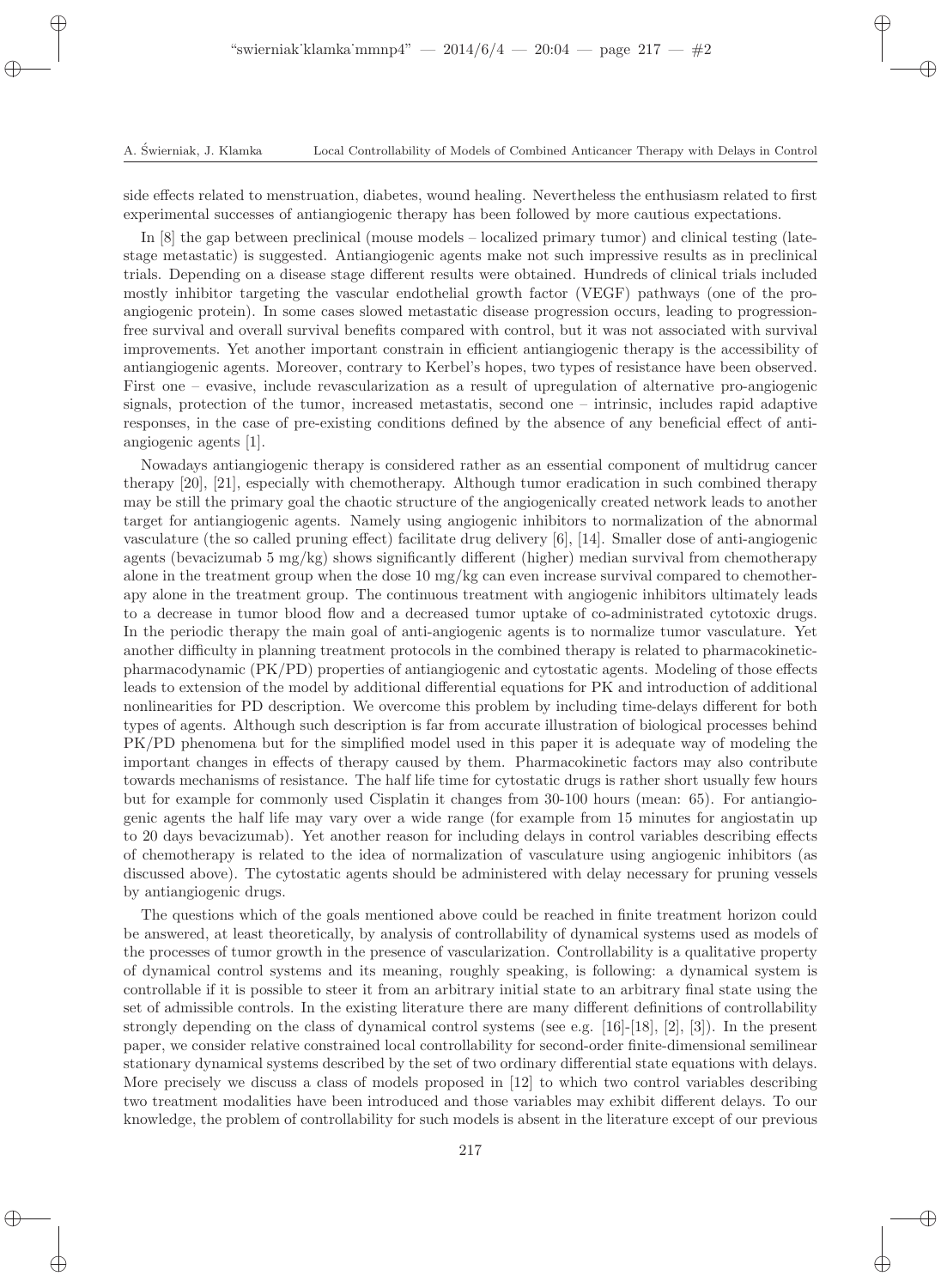side effects related to menstruation, diabetes, wound healing. Nevertheless the enthusiasm related to first experimental successes of antiangiogenic therapy has been followed by more cautious expectations.

In [8] the gap between preclinical (mouse models – localized primary tumor) and clinical testing (late-stage metastatic) is suggested. Antiangiogenic agents make not such impressive results as in preclinical trials. Depending on a disease stage different results were obtained. Hundreds of clinical trials included mostly inhibitor targeting the vascular endothelial growth factor (VEGF) pathways (one of the pro-angiogenic protein). In some cases slowed metastatic disease progression occurs, leading to progression-free survival and overall survival benefits compared with control, but it was not associated with survival improvements. Yet another important constrain in efficient antiangiogenic therapy is the accessibility of antiangiogenic agents. Moreover, contrary to Kerbel's hopes, two types of resistance have been observed. First one – evasive, include revascularization as a result of upregulation of alternative pro-angiogenic signals, protection of the tumor, increased metastatis, second one – intrinsic, includes rapid adaptive responses, in the case of pre-existing conditions defined by the absence of any beneficial effect of anti-angiogenic agents [1].

Nowadays antiangiogenic therapy is considered rather as an essential component of multidrug cancer therapy [20], [21], especially with chemotherapy. Although tumor eradication in such combined therapy may be still the primary goal the chaotic structure of the angiogenically created network leads to another target for antiangiogenic agents. Namely using angiogenic inhibitors to normalization of the abnormal vasculature (the so called pruning effect) facilitate drug delivery [6], [14]. Smaller dose of anti-angiogenic agents (bevacizumab 5 mg/kg) shows significantly different (higher) median survival from chemotherapy alone in the treatment group when the dose 10 mg/kg can even increase survival compared to chemotherapy alone in the treatment group. The continuous treatment with angiogenic inhibitors ultimately leads to a decrease in tumor blood flow and a decreased tumor uptake of co-administrated cytotoxic drugs. In the periodic therapy the main goal of anti-angiogenic agents is to normalize tumor vasculature. Yet another difficulty in planning treatment protocols in the combined therapy is related to pharmacokinetic-pharmacodynamic (PK/PD) properties of antiangiogenic and cytostatic agents. Modeling of those effects leads to extension of the model by additional differential equations for PK and introduction of additional nonlinearities for PD description. We overcome this problem by including time-delays different for both types of agents. Although such description is far from accurate illustration of biological processes behind PK/PD phenomena but for the simplified model used in this paper it is adequate way of modeling the important changes in effects of therapy caused by them. Pharmacokinetic factors may also contribute towards mechanisms of resistance. The half life time for cytostatic drugs is rather short usually few hours but for example for commonly used Cisplatin it changes from 30-100 hours (mean: 65). For antiangiogenic agents the half life may vary over a wide range (for example from 15 minutes for angiostatin up to 20 days bevacizumab). Yet another reason for including delays in control variables describing effects of chemotherapy is related to the idea of normalization of vasculature using angiogenic inhibitors (as discussed above). The cytostatic agents should be administered with delay necessary for pruning vessels by antiangiogenic drugs.

The questions which of the goals mentioned above could be reached in finite treatment horizon could be answered, at least theoretically, by analysis of controllability of dynamical systems used as models of the processes of tumor growth in the presence of vascularization. Controllability is a qualitative property of dynamical control systems and its meaning, roughly speaking, is following: a dynamical system is controllable if it is possible to steer it from an arbitrary initial state to an arbitrary final state using the set of admissible controls. In the existing literature there are many different definitions of controllability strongly depending on the class of dynamical control systems (see e.g. [16]-[18], [2], [3]). In the present paper, we consider relative constrained local controllability for second-order finite-dimensional semilinear stationary dynamical systems described by the set of two ordinary differential state equations with delays. More precisely we discuss a class of models proposed in [12] to which two control variables describing two treatment modalities have been introduced and those variables may exhibit different delays. To our knowledge, the problem of controllability for such models is absent in the literature except of our previous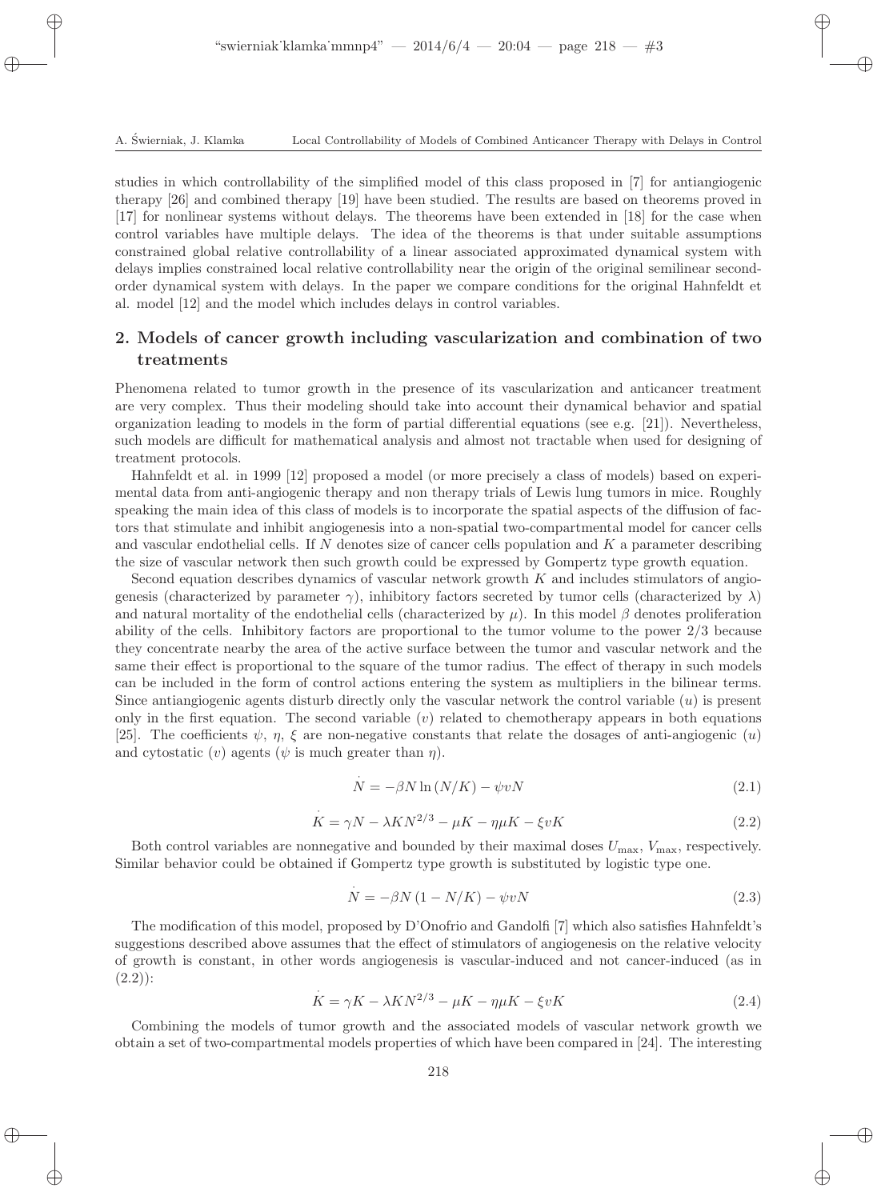studies in which controllability of the simplified model of this class proposed in [7] for antiangiogenic therapy [26] and combined therapy [19] have been studied. The results are based on theorems proved in [17] for nonlinear systems without delays. The theorems have been extended in [18] for the case when control variables have multiple delays. The idea of the theorems is that under suitable assumptions constrained global relative controllability of a linear associated approximated dynamical system with delays implies constrained local relative controllability near the origin of the original semilinear second-order dynamical system with delays. In the paper we compare conditions for the original Hahnfeldt et al. model [12] and the model which includes delays in control variables.

## 2. Models of cancer growth including vascularization and combination of two treatments

Phenomena related to tumor growth in the presence of its vascularization and anticancer treatment are very complex. Thus their modeling should take into account their dynamical behavior and spatial organization leading to models in the form of partial differential equations (see e.g. [21]). Nevertheless, such models are difficult for mathematical analysis and almost not tractable when used for designing of treatment protocols.

Hahnfeldt et al. in 1999 [12] proposed a model (or more precisely a class of models) based on experimental data from anti-angiogenic therapy and non therapy trials of Lewis lung tumors in mice. Roughly speaking the main idea of this class of models is to incorporate the spatial aspects of the diffusion of factors that stimulate and inhibit angiogenesis into a non-spatial two-compartmental model for cancer cells and vascular endothelial cells. If $N$ denotes size of cancer cells population and $K$ a parameter describing the size of vascular network then such growth could be expressed by Gompertz type growth equation.

Second equation describes dynamics of vascular network growth $K$ and includes stimulators of angiogenesis (characterized by parameter $\gamma$), inhibitory factors secreted by tumor cells (characterized by $\lambda$) and natural mortality of the endothelial cells (characterized by $\mu$). In this model $\beta$ denotes proliferation ability of the cells. Inhibitory factors are proportional to the tumor volume to the power $2/3$ because they concentrate nearby the area of the active surface between the tumor and vascular network and the same their effect is proportional to the square of the tumor radius. The effect of therapy in such models can be included in the form of control actions entering the system as multipliers in the bilinear terms. Since antiangiogenic agents disturb directly only the vascular network the control variable ($u$) is present only in the first equation. The second variable ($v$) related to chemotherapy appears in both equations [25]. The coefficients $\psi$, $\eta$, $\xi$ are non-negative constants that relate the dosages of anti-angiogenic ($u$) and cytostatic ($v$) agents ($\psi$ is much greater than $\eta$).

$$\dot{N} = -\beta N \ln(N/K) - \psi v N \tag{2.1}$$

$$\dot{K} = \gamma N - \lambda K N^{2/3} - \mu K - \eta \mu K - \xi v K \tag{2.2}$$

Both control variables are nonnegative and bounded by their maximal doses $U_{\max}$, $V_{\max}$, respectively. Similar behavior could be obtained if Gompertz type growth is substituted by logistic type one.

$$\dot{N} = -\beta N (1 - N/K) - \psi v N \tag{2.3}$$

The modification of this model, proposed by D'Onofrio and Gandolfi [7] which also satisfies Hahnfeldt's suggestions described above assumes that the effect of stimulators of angiogenesis on the relative velocity of growth is constant, in other words angiogenesis is vascular-induced and not cancer-induced (as in (2.2)):

$$\dot{K} = \gamma K - \lambda K N^{2/3} - \mu K - \eta \mu K - \xi v K \tag{2.4}$$

Combining the models of tumor growth and the associated models of vascular network growth we obtain a set of two-compartmental models properties of which have been compared in [24]. The interesting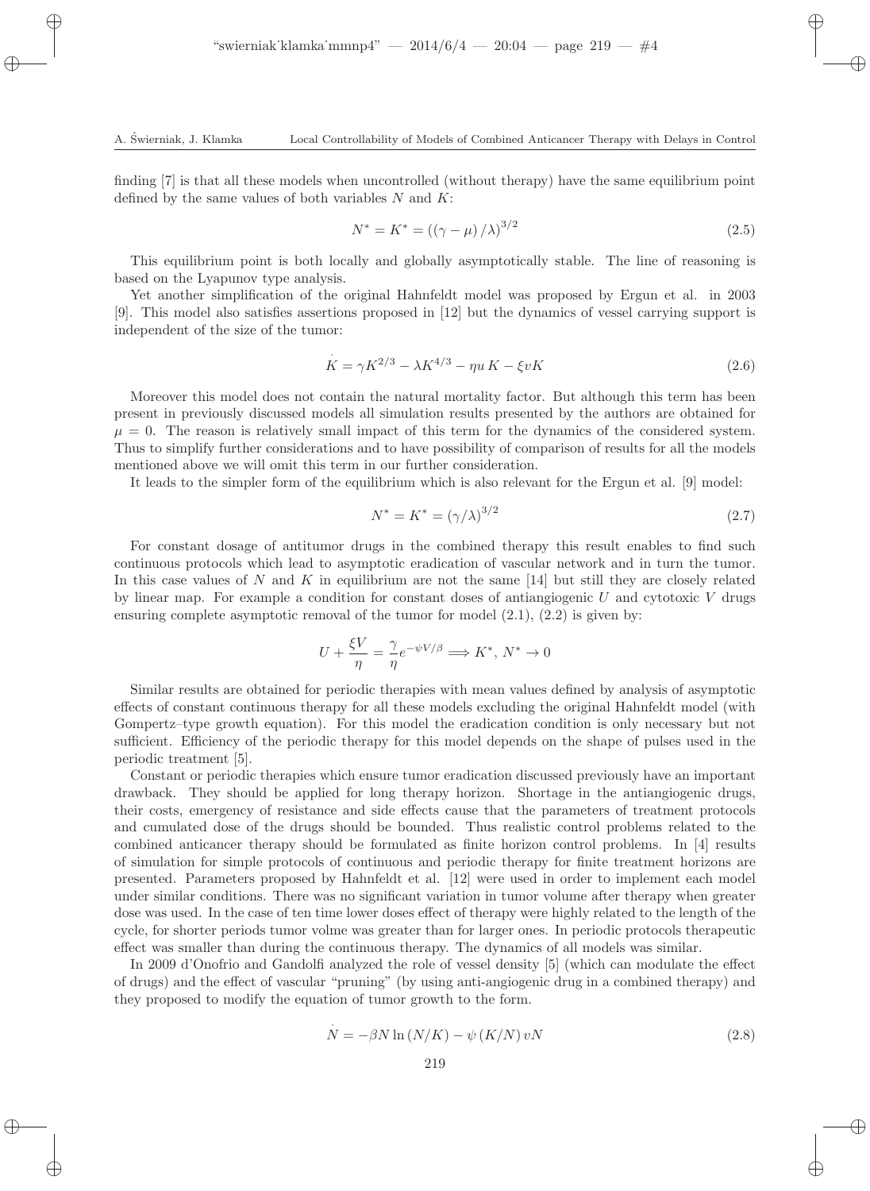finding [7] is that all these models when uncontrolled (without therapy) have the same equilibrium point defined by the same values of both variables $N$ and $K$:

$$N^* = K^* = \left( (\gamma - \mu) / \lambda \right)^{3/2} \tag{2.5}$$

This equilibrium point is both locally and globally asymptotically stable. The line of reasoning is based on the Lyapunov type analysis.

Yet another simplification of the original Hahnfeldt model was proposed by Ergun et al. in 2003 [9]. This model also satisfies assertions proposed in [12] but the dynamics of vessel carrying support is independent of the size of the tumor:

$$\dot{K} = \gamma K^{2/3} - \lambda K^{4/3} - \eta u K - \xi v K \tag{2.6}$$

Moreover this model does not contain the natural mortality factor. But although this term has been present in previously discussed models all simulation results presented by the authors are obtained for $\mu = 0$. The reason is relatively small impact of this term for the dynamics of the considered system. Thus to simplify further considerations and to have possibility of comparison of results for all the models mentioned above we will omit this term in our further consideration.

It leads to the simpler form of the equilibrium which is also relevant for the Ergun et al. [9] model:

$$N^* = K^* = \left( \gamma / \lambda \right)^{3/2} \tag{2.7}$$

For constant dosage of antitumor drugs in the combined therapy this result enables to find such continuous protocols which lead to asymptotic eradication of vascular network and in turn the tumor. In this case values of $N$ and $K$ in equilibrium are not the same [14] but still they are closely related by linear map. For example a condition for constant doses of antiangiogenic $U$ and cytotoxic $V$ drugs ensuring complete asymptotic removal of the tumor for model (2.1), (2.2) is given by:

$$U + \frac{\xi V}{\eta} = \frac{\gamma}{\eta} e^{-\psi V / \beta} \Longrightarrow K^*, \, N^* \to 0$$

Similar results are obtained for periodic therapies with mean values defined by analysis of asymptotic effects of constant continuous therapy for all these models excluding the original Hahnfeldt model (with Gompertz–type growth equation). For this model the eradication condition is only necessary but not sufficient. Efficiency of the periodic therapy for this model depends on the shape of pulses used in the periodic treatment [5].

Constant or periodic therapies which ensure tumor eradication discussed previously have an important drawback. They should be applied for long therapy horizon. Shortage in the antiangiogenic drugs, their costs, emergency of resistance and side effects cause that the parameters of treatment protocols and cumulated dose of the drugs should be bounded. Thus realistic control problems related to the combined anticancer therapy should be formulated as finite horizon control problems. In [4] results of simulation for simple protocols of continuous and periodic therapy for finite treatment horizons are presented. Parameters proposed by Hahnfeldt et al. [12] were used in order to implement each model under similar conditions. There was no significant variation in tumor volume after therapy when greater dose was used. In the case of ten time lower doses effect of therapy were highly related to the length of the cycle, for shorter periods tumor volme was greater than for larger ones. In periodic protocols therapeutic effect was smaller than during the continuous therapy. The dynamics of all models was similar.

In 2009 d'Onofrio and Gandolfi analyzed the role of vessel density [5] (which can modulate the effect of drugs) and the effect of vascular "pruning" (by using anti-angiogenic drug in a combined therapy) and they proposed to modify the equation of tumor growth to the form.

$$\dot{N} = -\beta N \ln (N/K) - \psi (K/N) \, v N \tag{2.8}$$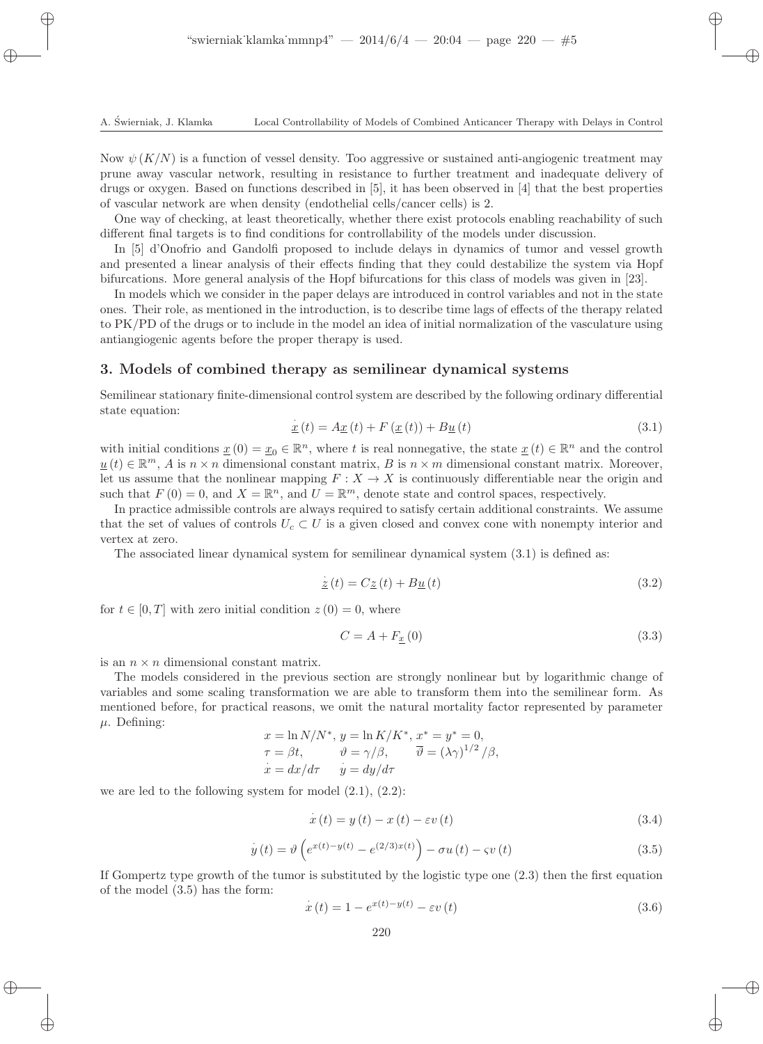Now $\psi(K/N)$ is a function of vessel density. Too aggressive or sustained anti-angiogenic treatment may prune away vascular network, resulting in resistance to further treatment and inadequate delivery of drugs or oxygen. Based on functions described in [5], it has been observed in [4] that the best properties of vascular network are when density (endothelial cells/cancer cells) is 2.

One way of checking, at least theoretically, whether there exist protocols enabling reachability of such different final targets is to find conditions for controllability of the models under discussion.

In [5] d'Onofrio and Gandolfi proposed to include delays in dynamics of tumor and vessel growth and presented a linear analysis of their effects finding that they could destabilize the system via Hopf bifurcations. More general analysis of the Hopf bifurcations for this class of models was given in [23].

In models which we consider in the paper delays are introduced in control variables and not in the state ones. Their role, as mentioned in the introduction, is to describe time lags of effects of the therapy related to PK/PD of the drugs or to include in the model an idea of initial normalization of the vasculature using antiangiogenic agents before the proper therapy is used.

## 3. Models of combined therapy as semilinear dynamical systems

Semilinear stationary finite-dimensional control system are described by the following ordinary differential state equation:

$$\dot{\underline{x}}(t) = A\underline{x}(t) + F(\underline{x}(t)) + B\underline{u}(t) \tag{3.1}$$

with initial conditions $\underline{x}(0) = \underline{x}_0 \in \mathbb{R}^n$, where $t$ is real nonnegative, the state $\underline{x}(t) \in \mathbb{R}^n$ and the control $\underline{u}(t) \in \mathbb{R}^m$, $A$ is $n \times n$ dimensional constant matrix, $B$ is $n \times m$ dimensional constant matrix. Moreover, let us assume that the nonlinear mapping $F : X \to X$ is continuously differentiable near the origin and such that $F(0) = 0$, and $X = \mathbb{R}^n$, and $U = \mathbb{R}^m$, denote state and control spaces, respectively.

In practice admissible controls are always required to satisfy certain additional constraints. We assume that the set of values of controls $U_c \subset U$ is a given closed and convex cone with nonempty interior and vertex at zero.

The associated linear dynamical system for semilinear dynamical system (3.1) is defined as:

$$\dot{\underline{z}}(t) = C\underline{z}(t) + B\underline{u}(t) \tag{3.2}$$

for $t \in [0, T]$ with zero initial condition $z(0) = 0$, where

$$C = A + F_{\underline{x}}(0) \tag{3.3}$$

is an $n \times n$ dimensional constant matrix.

The models considered in the previous section are strongly nonlinear but by logarithmic change of variables and some scaling transformation we are able to transform them into the semilinear form. As mentioned before, for practical reasons, we omit the natural mortality factor represented by parameter $\mu$. Defining:

$$\begin{array}{lll} x = \ln N/N^*, & y = \ln K/K^*, & x^* = y^* = 0, \\ \tau = \beta t, & \vartheta = \gamma/\beta, & \overline{\vartheta} = (\lambda\gamma)^{1/2}/\beta, \\ \dot{x} = dx/d\tau & \dot{y} = dy/d\tau & \end{array}$$

we are led to the following system for model (2.1), (2.2):

$$\dot{x}(t) = y(t) - x(t) - \varepsilon v(t) \tag{3.4}$$

$$\dot{y}(t) = \vartheta\left(e^{x(t)-y(t)} - e^{(2/3)x(t)}\right) - \sigma u(t) - \varsigma v(t) \tag{3.5}$$

If Gompertz type growth of the tumor is substituted by the logistic type one (2.3) then the first equation of the model (3.5) has the form:

$$\dot{x}(t) = 1 - e^{x(t)-y(t)} - \varepsilon v(t) \tag{3.6}$$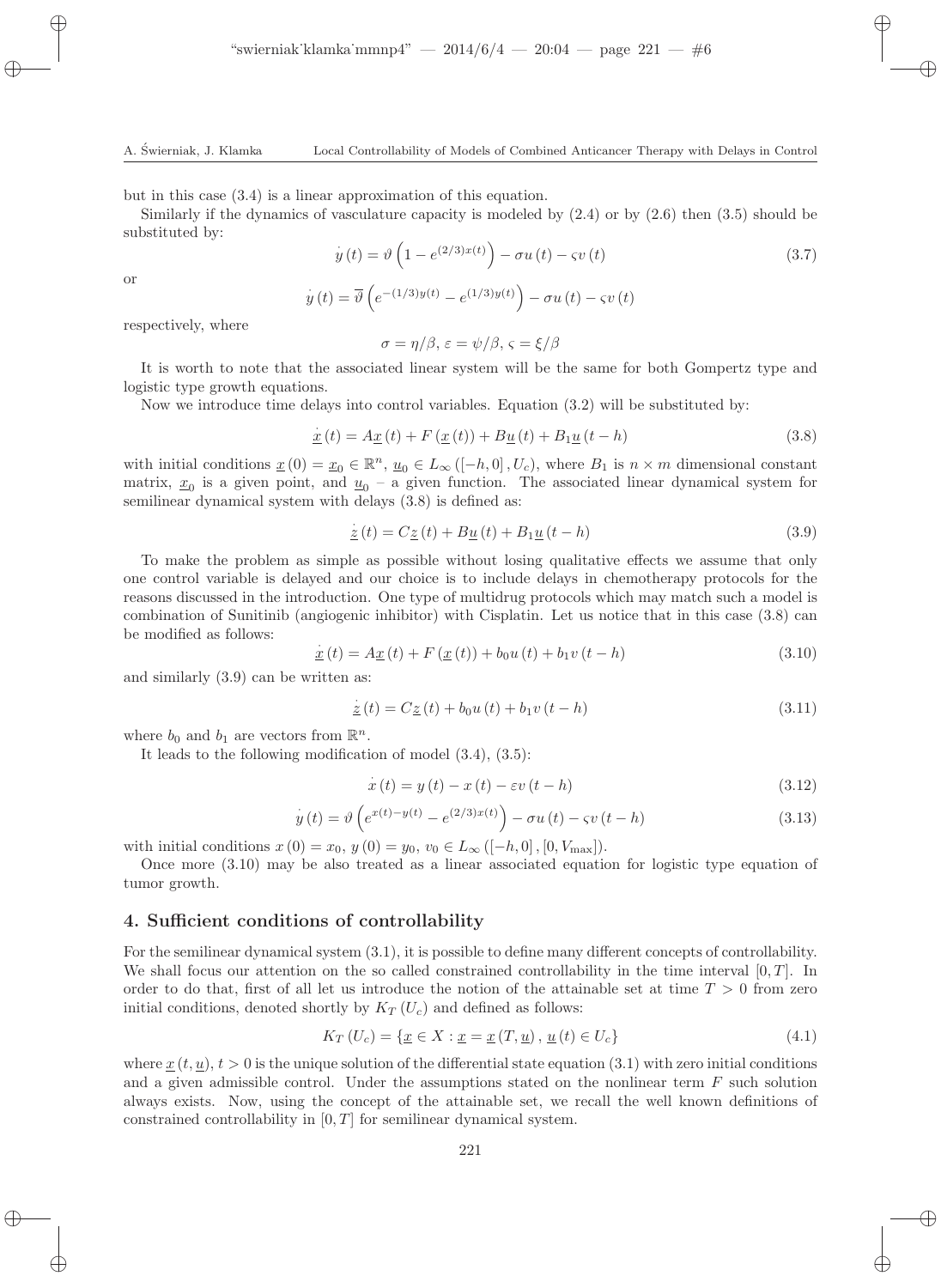but in this case (3.4) is a linear approximation of this equation.

Similarly if the dynamics of vasculature capacity is modeled by (2.4) or by (2.6) then (3.5) should be substituted by:

$$\dot{y}(t) = \vartheta\left(1 - e^{(2/3)x(t)}\right) - \sigma u(t) - \varsigma v(t) \tag{3.7}$$

or

$$\dot{y}(t) = \overline{\vartheta}\left(e^{-(1/3)y(t)} - e^{(1/3)y(t)}\right) - \sigma u(t) - \varsigma v(t)$$

respectively, where

$$\sigma = \eta/\beta,\ \varepsilon = \psi/\beta,\ \varsigma = \xi/\beta$$

It is worth to note that the associated linear system will be the same for both Gompertz type and logistic type growth equations.

Now we introduce time delays into control variables. Equation (3.2) will be substituted by:

$$\dot{\underline{x}}(t) = A\underline{x}(t) + F(\underline{x}(t)) + B\underline{u}(t) + B_1\underline{u}(t-h) \tag{3.8}$$

with initial conditions $\underline{x}(0) = \underline{x}_0 \in \mathbb{R}^n$, $\underline{u}_0 \in L_\infty([-h,0], U_c)$, where $B_1$ is $n \times m$ dimensional constant matrix, $\underline{x}_0$ is a given point, and $\underline{u}_0$ – a given function. The associated linear dynamical system for semilinear dynamical system with delays (3.8) is defined as:

$$\dot{\underline{z}}(t) = C\underline{z}(t) + B\underline{u}(t) + B_1\underline{u}(t-h) \tag{3.9}$$

To make the problem as simple as possible without losing qualitative effects we assume that only one control variable is delayed and our choice is to include delays in chemotherapy protocols for the reasons discussed in the introduction. One type of multidrug protocols which may match such a model is combination of Sunitinib (angiogenic inhibitor) with Cisplatin. Let us notice that in this case (3.8) can be modified as follows:

$$\dot{\underline{x}}(t) = A\underline{x}(t) + F(\underline{x}(t)) + b_0 u(t) + b_1 v(t-h) \tag{3.10}$$

and similarly (3.9) can be written as:

$$\dot{\underline{z}}(t) = C\underline{z}(t) + b_0 u(t) + b_1 v(t-h) \tag{3.11}$$

where $b_0$ and $b_1$ are vectors from $\mathbb{R}^n$.

It leads to the following modification of model (3.4), (3.5):

$$\dot{x}(t) = y(t) - x(t) - \varepsilon v(t-h) \tag{3.12}$$

$$\dot{y}(t) = \vartheta\left(e^{x(t)-y(t)} - e^{(2/3)x(t)}\right) - \sigma u(t) - \varsigma v(t-h) \tag{3.13}$$

with initial conditions $x(0) = x_0$, $y(0) = y_0$, $v_0 \in L_\infty([-h,0],[0,V_{\max}])$.

Once more (3.10) may be also treated as a linear associated equation for logistic type equation of tumor growth.

## 4. Sufficient conditions of controllability

For the semilinear dynamical system (3.1), it is possible to define many different concepts of controllability. We shall focus our attention on the so called constrained controllability in the time interval $[0,T]$. In order to do that, first of all let us introduce the notion of the attainable set at time $T > 0$ from zero initial conditions, denoted shortly by $K_T(U_c)$ and defined as follows:

$$K_T(U_c) = \{\underline{x} \in X : \underline{x} = \underline{x}(T, \underline{u}),\ \underline{u}(t) \in U_c\} \tag{4.1}$$

where $\underline{x}(t, \underline{u})$, $t > 0$ is the unique solution of the differential state equation (3.1) with zero initial conditions and a given admissible control. Under the assumptions stated on the nonlinear term $F$ such solution always exists. Now, using the concept of the attainable set, we recall the well known definitions of constrained controllability in $[0,T]$ for semilinear dynamical system.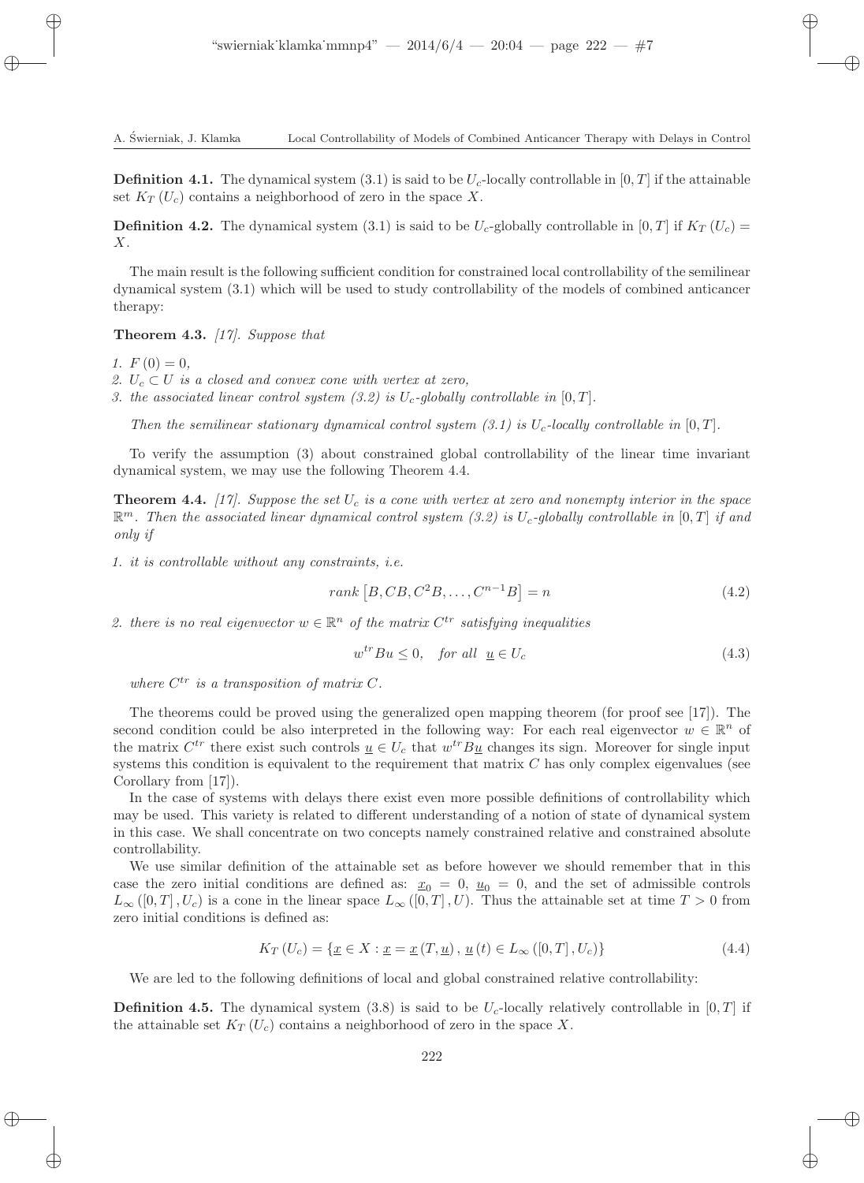**Definition 4.1.** The dynamical system (3.1) is said to be $U_c$-locally controllable in $[0, T]$ if the attainable set $K_T(U_c)$ contains a neighborhood of zero in the space $X$.

**Definition 4.2.** The dynamical system (3.1) is said to be $U_c$-globally controllable in $[0, T]$ if $K_T(U_c) = X$.

The main result is the following sufficient condition for constrained local controllability of the semilinear dynamical system (3.1) which will be used to study controllability of the models of combined anticancer therapy:

**Theorem 4.3.** *[17]. Suppose that*

1. $F(0) = 0$,
2. $U_c \subset U$ *is a closed and convex cone with vertex at zero,*
3. *the associated linear control system (3.2) is* $U_c$*-globally controllable in* $[0, T]$.

*Then the semilinear stationary dynamical control system (3.1) is* $U_c$*-locally controllable in* $[0, T]$.

To verify the assumption (3) about constrained global controllability of the linear time invariant dynamical system, we may use the following Theorem 4.4.

**Theorem 4.4.** *[17]. Suppose the set* $U_c$ *is a cone with vertex at zero and nonempty interior in the space* $\mathbb{R}^m$. *Then the associated linear dynamical control system (3.2) is* $U_c$*-globally controllable in* $[0, T]$ *if and only if*

1. *it is controllable without any constraints, i.e.*

$$rank\left[B, CB, C^2B, \ldots, C^{n-1}B\right] = n \tag{4.2}$$

2. *there is no real eigenvector* $w \in \mathbb{R}^n$ *of the matrix* $C^{tr}$ *satisfying inequalities*

$$w^{tr}Bu \leq 0, \quad \textit{for all} \;\; \underline{u} \in U_c \tag{4.3}$$

*where* $C^{tr}$ *is a transposition of matrix* $C$.

The theorems could be proved using the generalized open mapping theorem (for proof see [17]). The second condition could be also interpreted in the following way: For each real eigenvector $w \in \mathbb{R}^n$ of the matrix $C^{tr}$ there exist such controls $\underline{u} \in U_c$ that $w^{tr}B\underline{u}$ changes its sign. Moreover for single input systems this condition is equivalent to the requirement that matrix $C$ has only complex eigenvalues (see Corollary from [17]).

In the case of systems with delays there exist even more possible definitions of controllability which may be used. This variety is related to different understanding of a notion of state of dynamical system in this case. We shall concentrate on two concepts namely constrained relative and constrained absolute controllability.

We use similar definition of the attainable set as before however we should remember that in this case the zero initial conditions are defined as: $\underline{x}_0 = 0$, $\underline{u}_0 = 0$, and the set of admissible controls $L_\infty([0, T], U_c)$ is a cone in the linear space $L_\infty([0, T], U)$. Thus the attainable set at time $T > 0$ from zero initial conditions is defined as:

$$K_T(U_c) = \{\underline{x} \in X : \underline{x} = \underline{x}(T, \underline{u}),\, \underline{u}(t) \in L_\infty([0, T], U_c)\} \tag{4.4}$$

We are led to the following definitions of local and global constrained relative controllability:

**Definition 4.5.** The dynamical system (3.8) is said to be $U_c$-locally relatively controllable in $[0, T]$ if the attainable set $K_T(U_c)$ contains a neighborhood of zero in the space $X$.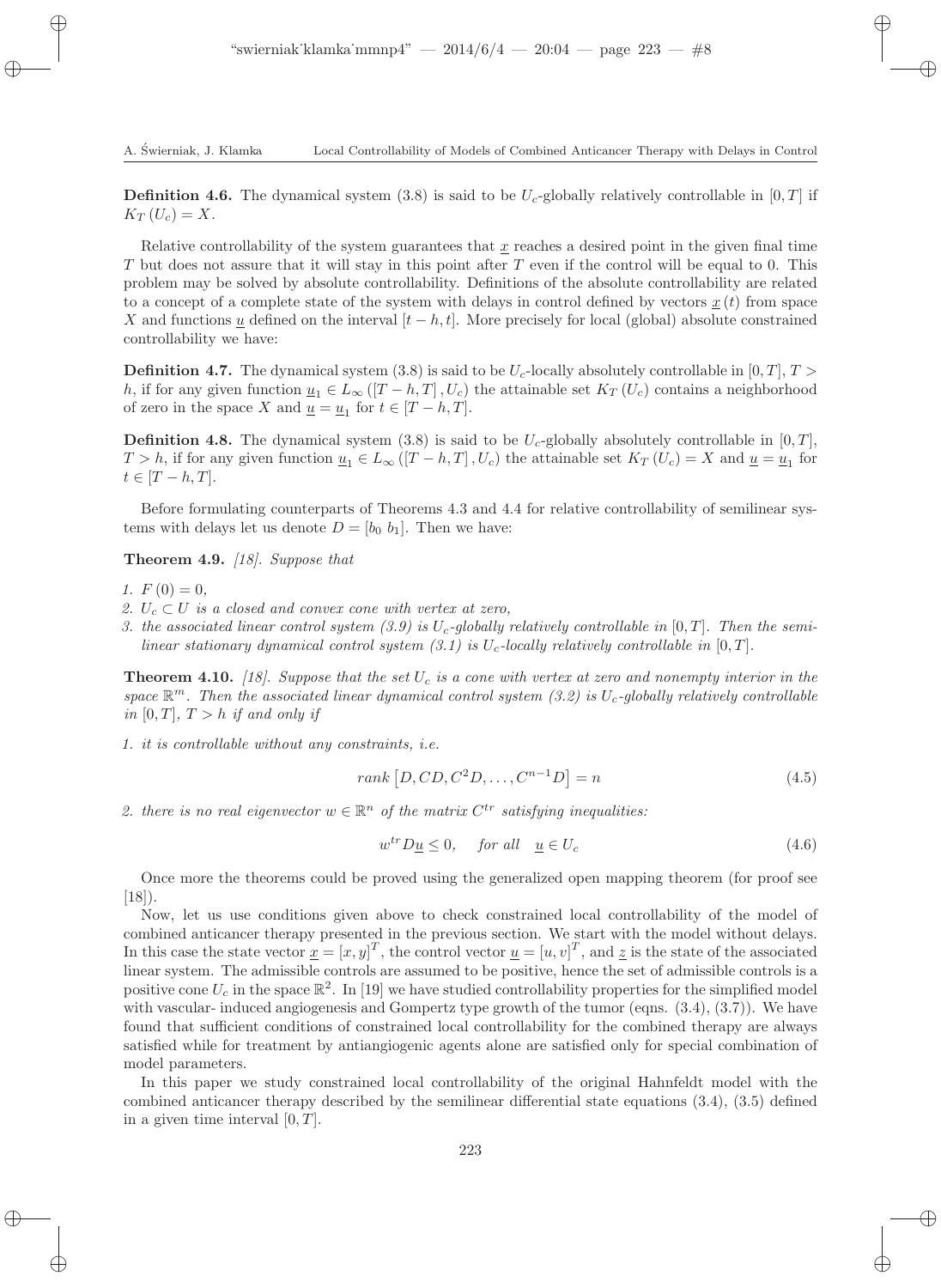**Definition 4.6.** The dynamical system (3.8) is said to be $U_c$-globally relatively controllable in $[0, T]$ if $K_T(U_c) = X$.

Relative controllability of the system guarantees that $\underline{x}$ reaches a desired point in the given final time $T$ but does not assure that it will stay in this point after $T$ even if the control will be equal to 0. This problem may be solved by absolute controllability. Definitions of the absolute controllability are related to a concept of a complete state of the system with delays in control defined by vectors $\underline{x}(t)$ from space $X$ and functions $\underline{u}$ defined on the interval $[t-h, t]$. More precisely for local (global) absolute constrained controllability we have:

**Definition 4.7.** The dynamical system (3.8) is said to be $U_c$-locally absolutely controllable in $[0, T]$, $T > h$, if for any given function $\underline{u}_1 \in L_\infty([T-h, T], U_c)$ the attainable set $K_T(U_c)$ contains a neighborhood of zero in the space $X$ and $\underline{u} = \underline{u}_1$ for $t \in [T-h, T]$.

**Definition 4.8.** The dynamical system (3.8) is said to be $U_c$-globally absolutely controllable in $[0, T]$, $T > h$, if for any given function $\underline{u}_1 \in L_\infty([T-h, T], U_c)$ the attainable set $K_T(U_c) = X$ and $\underline{u} = \underline{u}_1$ for $t \in [T-h, T]$.

Before formulating counterparts of Theorems 4.3 and 4.4 for relative controllability of semilinear systems with delays let us denote $D = [b_0 \ b_1]$. Then we have:

**Theorem 4.9.** *[18]. Suppose that*

1. $F(0) = 0$,
2. $U_c \subset U$ *is a closed and convex cone with vertex at zero,*
3. *the associated linear control system (3.9) is $U_c$-globally relatively controllable in $[0, T]$. Then the semilinear stationary dynamical control system (3.1) is $U_c$-locally relatively controllable in $[0, T]$.*

**Theorem 4.10.** *[18]. Suppose that the set $U_c$ is a cone with vertex at zero and nonempty interior in the space $\mathbb{R}^m$. Then the associated linear dynamical control system (3.2) is $U_c$-globally relatively controllable in $[0, T]$, $T > h$ if and only if*

1. *it is controllable without any constraints, i.e.*

$$rank\left[D, CD, C^2D, \ldots, C^{n-1}D\right] = n \tag{4.5}$$

2. *there is no real eigenvector $w \in \mathbb{R}^n$ of the matrix $C^{tr}$ satisfying inequalities:*

$$w^{tr} D \underline{u} \leq 0, \quad \text{for all} \quad \underline{u} \in U_c \tag{4.6}$$

Once more the theorems could be proved using the generalized open mapping theorem (for proof see [18]).

Now, let us use conditions given above to check constrained local controllability of the model of combined anticancer therapy presented in the previous section. We start with the model without delays. In this case the state vector $\underline{x} = [x, y]^T$, the control vector $\underline{u} = [u, v]^T$, and $\underline{z}$ is the state of the associated linear system. The admissible controls are assumed to be positive, hence the set of admissible controls is a positive cone $U_c$ in the space $\mathbb{R}^2$. In [19] we have studied controllability properties for the simplified model with vascular- induced angiogenesis and Gompertz type growth of the tumor (eqns. (3.4), (3.7)). We have found that sufficient conditions of constrained local controllability for the combined therapy are always satisfied while for treatment by antiangiogenic agents alone are satisfied only for special combination of model parameters.

In this paper we study constrained local controllability of the original Hahnfeldt model with the combined anticancer therapy described by the semilinear differential state equations (3.4), (3.5) defined in a given time interval $[0, T]$.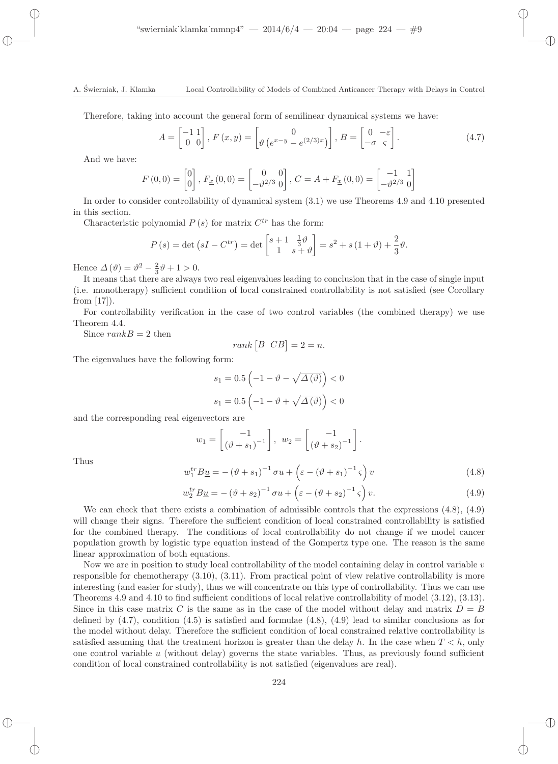Therefore, taking into account the general form of semilinear dynamical systems we have:

$$A = \begin{bmatrix} -1 & 1 \\ 0 & 0 \end{bmatrix},\ F(x,y) = \begin{bmatrix} 0 \\ \vartheta\left(e^{x-y} - e^{(2/3)x}\right) \end{bmatrix},\ B = \begin{bmatrix} 0 & -\varepsilon \\ -\sigma & \varsigma \end{bmatrix}. \tag{4.7}$$

And we have:

$$F(0,0) = \begin{bmatrix} 0 \\ 0 \end{bmatrix},\ F_{\underline{x}}(0,0) = \begin{bmatrix} 0 & 0 \\ -\vartheta^{2/3} & 0 \end{bmatrix},\ C = A + F_{\underline{x}}(0,0) = \begin{bmatrix} -1 & 1 \\ -\vartheta^{2/3} & 0 \end{bmatrix}$$

In order to consider controllability of dynamical system (3.1) we use Theorems 4.9 and 4.10 presented in this section.

Characteristic polynomial $P(s)$ for matrix $C^{tr}$ has the form:

$$P(s) = \det\left(sI - C^{tr}\right) = \det\begin{bmatrix} s+1 & \frac{1}{3}\vartheta \\ 1 & s+\vartheta \end{bmatrix} = s^2 + s(1+\vartheta) + \frac{2}{3}\vartheta.$$

Hence $\Delta(\vartheta) = \vartheta^2 - \frac{2}{3}\vartheta + 1 > 0$.

It means that there are always two real eigenvalues leading to conclusion that in the case of single input (i.e. monotherapy) sufficient condition of local constrained controllability is not satisfied (see Corollary from [17]).

For controllability verification in the case of two control variables (the combined therapy) we use Theorem 4.4.

Since $rank B = 2$ then

$$rank\begin{bmatrix} B & CB \end{bmatrix} = 2 = n.$$

The eigenvalues have the following form:

$$s_1 = 0.5\left(-1 - \vartheta - \sqrt{\Delta(\vartheta)}\right) < 0$$

$$s_1 = 0.5\left(-1 - \vartheta + \sqrt{\Delta(\vartheta)}\right) < 0$$

and the corresponding real eigenvectors are

$$w_1 = \begin{bmatrix} -1 \\ (\vartheta + s_1)^{-1} \end{bmatrix},\ w_2 = \begin{bmatrix} -1 \\ (\vartheta + s_2)^{-1} \end{bmatrix}.$$

Thus

$$w_1^{tr} B\underline{u} = -(\vartheta + s_1)^{-1}\sigma u + \left(\varepsilon - (\vartheta + s_1)^{-1}\varsigma\right)v \tag{4.8}$$

$$w_2^{tr} B\underline{u} = -(\vartheta + s_2)^{-1}\sigma u + \left(\varepsilon - (\vartheta + s_2)^{-1}\varsigma\right)v. \tag{4.9}$$

We can check that there exists a combination of admissible controls that the expressions (4.8), (4.9) will change their signs. Therefore the sufficient condition of local constrained controllability is satisfied for the combined therapy. The conditions of local controllability do not change if we model cancer population growth by logistic type equation instead of the Gompertz type one. The reason is the same linear approximation of both equations.

Now we are in position to study local controllability of the model containing delay in control variable $v$ responsible for chemotherapy (3.10), (3.11). From practical point of view relative controllability is more interesting (and easier for study), thus we will concentrate on this type of controllability. Thus we can use Theorems 4.9 and 4.10 to find sufficient conditions of local relative controllability of model (3.12), (3.13). Since in this case matrix $C$ is the same as in the case of the model without delay and matrix $D = B$ defined by (4.7), condition (4.5) is satisfied and formulae (4.8), (4.9) lead to similar conclusions as for the model without delay. Therefore the sufficient condition of local constrained relative controllability is satisfied assuming that the treatment horizon is greater than the delay $h$. In the case when $T < h$, only one control variable $u$ (without delay) governs the state variables. Thus, as previously found sufficient condition of local constrained controllability is not satisfied (eigenvalues are real).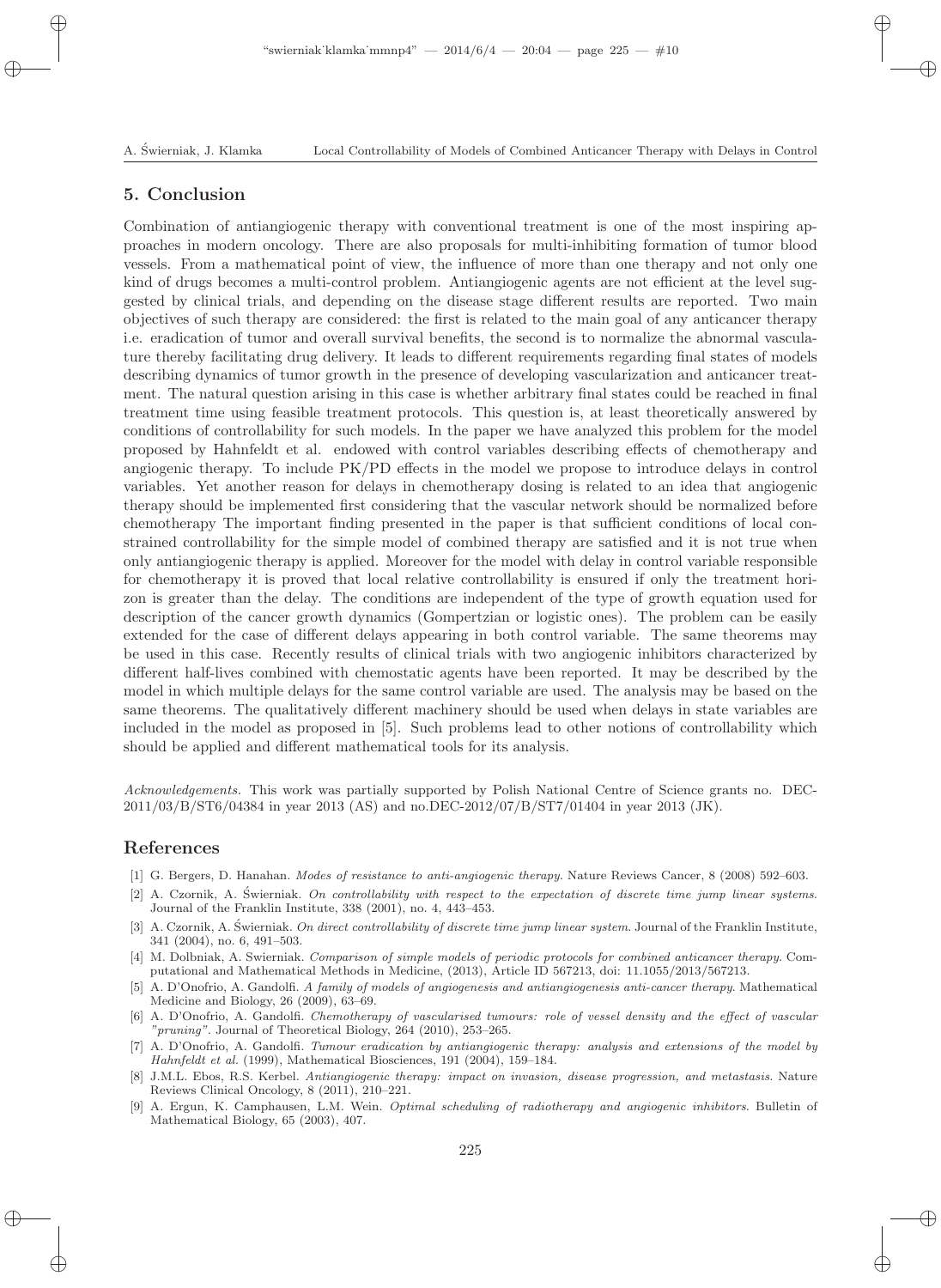## 5. Conclusion

Combination of antiangiogenic therapy with conventional treatment is one of the most inspiring approaches in modern oncology. There are also proposals for multi-inhibiting formation of tumor blood vessels. From a mathematical point of view, the influence of more than one therapy and not only one kind of drugs becomes a multi-control problem. Antiangiogenic agents are not efficient at the level suggested by clinical trials, and depending on the disease stage different results are reported. Two main objectives of such therapy are considered: the first is related to the main goal of any anticancer therapy i.e. eradication of tumor and overall survival benefits, the second is to normalize the abnormal vasculature thereby facilitating drug delivery. It leads to different requirements regarding final states of models describing dynamics of tumor growth in the presence of developing vascularization and anticancer treatment. The natural question arising in this case is whether arbitrary final states could be reached in final treatment time using feasible treatment protocols. This question is, at least theoretically answered by conditions of controllability for such models. In the paper we have analyzed this problem for the model proposed by Hahnfeldt et al. endowed with control variables describing effects of chemotherapy and angiogenic therapy. To include PK/PD effects in the model we propose to introduce delays in control variables. Yet another reason for delays in chemotherapy dosing is related to an idea that angiogenic therapy should be implemented first considering that the vascular network should be normalized before chemotherapy The important finding presented in the paper is that sufficient conditions of local constrained controllability for the simple model of combined therapy are satisfied and it is not true when only antiangiogenic therapy is applied. Moreover for the model with delay in control variable responsible for chemotherapy it is proved that local relative controllability is ensured if only the treatment horizon is greater than the delay. The conditions are independent of the type of growth equation used for description of the cancer growth dynamics (Gompertzian or logistic ones). The problem can be easily extended for the case of different delays appearing in both control variable. The same theorems may be used in this case. Recently results of clinical trials with two angiogenic inhibitors characterized by different half-lives combined with chemostatic agents have been reported. It may be described by the model in which multiple delays for the same control variable are used. The analysis may be based on the same theorems. The qualitatively different machinery should be used when delays in state variables are included in the model as proposed in [5]. Such problems lead to other notions of controllability which should be applied and different mathematical tools for its analysis.

*Acknowledgements.* This work was partially supported by Polish National Centre of Science grants no. DEC-2011/03/B/ST6/04384 in year 2013 (AS) and no.DEC-2012/07/B/ST7/01404 in year 2013 (JK).

## References

[1] G. Bergers, D. Hanahan. *Modes of resistance to anti-angiogenic therapy.* Nature Reviews Cancer, 8 (2008) 592–603.

[2] A. Czornik, A. Świerniak. *On controllability with respect to the expectation of discrete time jump linear systems.* Journal of the Franklin Institute, 338 (2001), no. 4, 443–453.

[3] A. Czornik, A. Świerniak. *On direct controllability of discrete time jump linear system.* Journal of the Franklin Institute, 341 (2004), no. 6, 491–503.

[4] M. Dolbniak, A. Swierniak. *Comparison of simple models of periodic protocols for combined anticancer therapy.* Computational and Mathematical Methods in Medicine, (2013), Article ID 567213, doi: 11.1055/2013/567213.

[5] A. D'Onofrio, A. Gandolfi. *A family of models of angiogenesis and antiangiogenesis anti-cancer therapy.* Mathematical Medicine and Biology, 26 (2009), 63–69.

[6] A. D'Onofrio, A. Gandolfi. *Chemotherapy of vascularised tumours: role of vessel density and the effect of vascular "pruning".* Journal of Theoretical Biology, 264 (2010), 253–265.

[7] A. D'Onofrio, A. Gandolfi. *Tumour eradication by antiangiogenic therapy: analysis and extensions of the model by Hahnfeldt et al.* (1999), Mathematical Biosciences, 191 (2004), 159–184.

[8] J.M.L. Ebos, R.S. Kerbel. *Antiangiogenic therapy: impact on invasion, disease progression, and metastasis.* Nature Reviews Clinical Oncology, 8 (2011), 210–221.

[9] A. Ergun, K. Camphausen, L.M. Wein. *Optimal scheduling of radiotherapy and angiogenic inhibitors.* Bulletin of Mathematical Biology, 65 (2003), 407.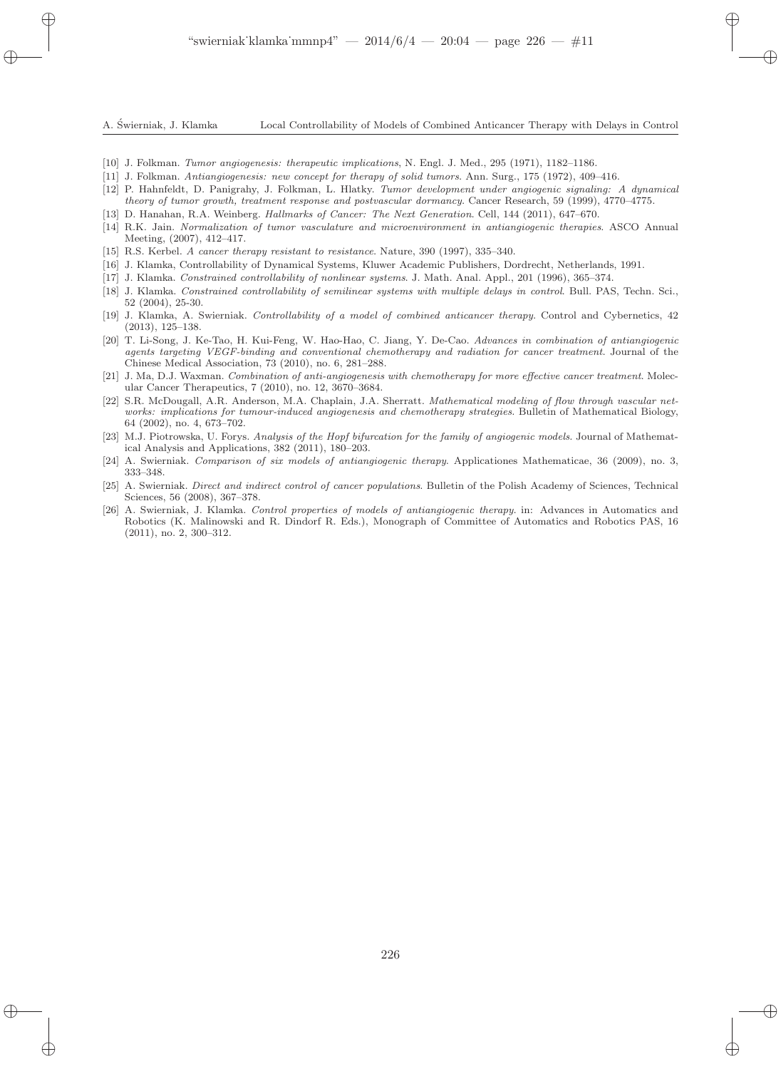[10] J. Folkman. *Tumor angiogenesis: therapeutic implications*, N. Engl. J. Med., 295 (1971), 1182–1186.

[11] J. Folkman. *Antiangiogenesis: new concept for therapy of solid tumors*. Ann. Surg., 175 (1972), 409–416.

[12] P. Hahnfeldt, D. Panigrahy, J. Folkman, L. Hlatky. *Tumor development under angiogenic signaling: A dynamical theory of tumor growth, treatment response and postvascular dormancy*. Cancer Research, 59 (1999), 4770–4775.

[13] D. Hanahan, R.A. Weinberg. *Hallmarks of Cancer: The Next Generation*. Cell, 144 (2011), 647–670.

[14] R.K. Jain. *Normalization of tumor vasculature and microenvironment in antiangiogenic therapies*. ASCO Annual Meeting, (2007), 412–417.

[15] R.S. Kerbel. *A cancer therapy resistant to resistance*. Nature, 390 (1997), 335–340.

[16] J. Klamka, Controllability of Dynamical Systems, Kluwer Academic Publishers, Dordrecht, Netherlands, 1991.

[17] J. Klamka. *Constrained controllability of nonlinear systems*. J. Math. Anal. Appl., 201 (1996), 365–374.

[18] J. Klamka. *Constrained controllability of semilinear systems with multiple delays in control*. Bull. PAS, Techn. Sci., 52 (2004), 25-30.

[19] J. Klamka, A. Swierniak. *Controllability of a model of combined anticancer therapy*. Control and Cybernetics, 42 (2013), 125–138.

[20] T. Li-Song, J. Ke-Tao, H. Kui-Feng, W. Hao-Hao, C. Jiang, Y. De-Cao. *Advances in combination of antiangiogenic agents targeting VEGF-binding and conventional chemotherapy and radiation for cancer treatment*. Journal of the Chinese Medical Association, 73 (2010), no. 6, 281–288.

[21] J. Ma, D.J. Waxman. *Combination of anti-angiogenesis with chemotherapy for more effective cancer treatment*. Molecular Cancer Therapeutics, 7 (2010), no. 12, 3670–3684.

[22] S.R. McDougall, A.R. Anderson, M.A. Chaplain, J.A. Sherratt. *Mathematical modeling of flow through vascular networks: implications for tumour-induced angiogenesis and chemotherapy strategies*. Bulletin of Mathematical Biology, 64 (2002), no. 4, 673–702.

[23] M.J. Piotrowska, U. Forys. *Analysis of the Hopf bifurcation for the family of angiogenic models*. Journal of Mathematical Analysis and Applications, 382 (2011), 180–203.

[24] A. Swierniak. *Comparison of six models of antiangiogenic therapy*. Applicationes Mathematicae, 36 (2009), no. 3, 333–348.

[25] A. Swierniak. *Direct and indirect control of cancer populations*. Bulletin of the Polish Academy of Sciences, Technical Sciences, 56 (2008), 367–378.

[26] A. Swierniak, J. Klamka. *Control properties of models of antiangiogenic therapy*. in: Advances in Automatics and Robotics (K. Malinowski and R. Dindorf R. Eds.), Monograph of Committee of Automatics and Robotics PAS, 16 (2011), no. 2, 300–312.